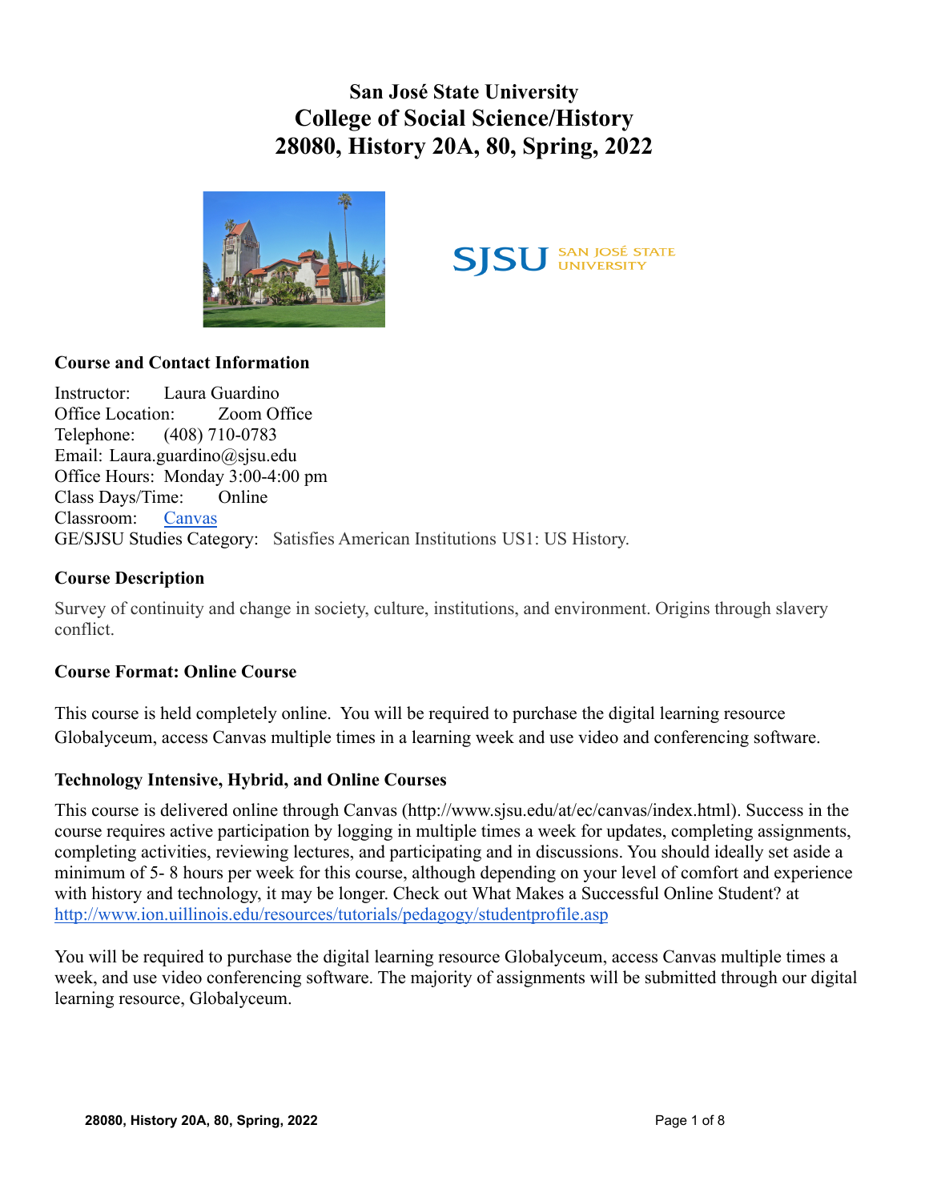# San José State University
# College of Social Science/History
# 28080, History 20A, 80, Spring, 2022

## Course and Contact Information

Instructor: Laura Guardino
Office Location: Zoom Office
Telephone: (408) 710-0783
Email: Laura.guardino@sjsu.edu
Office Hours: Monday 3:00-4:00 pm
Class Days/Time: Online
Classroom: [Canvas]
GE/SJSU Studies Category: Satisfies American Institutions US1: US History.

## Course Description

Survey of continuity and change in society, culture, institutions, and environment. Origins through slavery conflict.

## Course Format: Online Course

This course is held completely online. You will be required to purchase the digital learning resource Globalyceum, access Canvas multiple times in a learning week and use video and conferencing software.

## Technology Intensive, Hybrid, and Online Courses

This course is delivered online through Canvas (http://www.sjsu.edu/at/ec/canvas/index.html). Success in the course requires active participation by logging in multiple times a week for updates, completing assignments, completing activities, reviewing lectures, and participating and in discussions. You should ideally set aside a minimum of 5- 8 hours per week for this course, although depending on your level of comfort and experience with history and technology, it may be longer. Check out What Makes a Successful Online Student? at http://www.ion.uillinois.edu/resources/tutorials/pedagogy/studentprofile.asp

You will be required to purchase the digital learning resource Globalyceum, access Canvas multiple times a week, and use video conferencing software. The majority of assignments will be submitted through our digital learning resource, Globalyceum.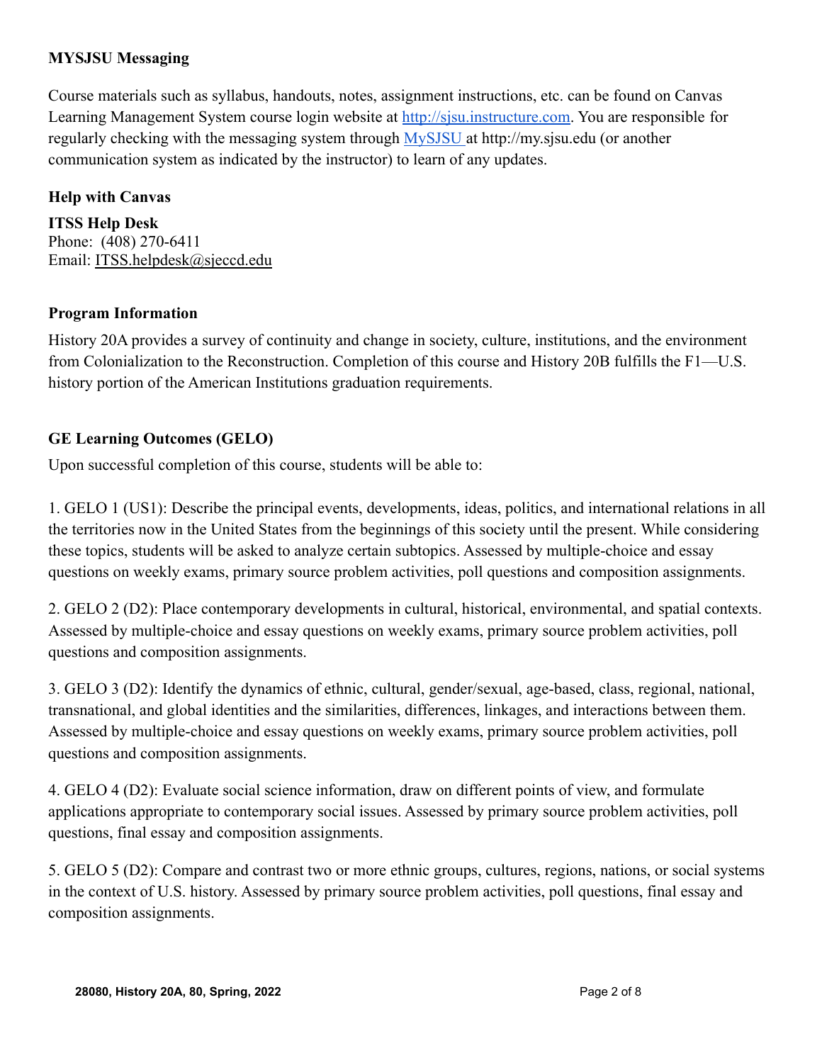**MYSJSU Messaging**

Course materials such as syllabus, handouts, notes, assignment instructions, etc. can be found on Canvas Learning Management System course login website at [http://sjsu.instructure.com](http://sjsu.instructure.com). You are responsible for regularly checking with the messaging system through [MySJSU](http://my.sjsu.edu) at http://my.sjsu.edu (or another communication system as indicated by the instructor) to learn of any updates.

**Help with Canvas**

**ITSS Help Desk**
Phone: (408) 270-6411
Email: ITSS.helpdesk@sjeccd.edu

**Program Information**

History 20A provides a survey of continuity and change in society, culture, institutions, and the environment from Colonialization to the Reconstruction. Completion of this course and History 20B fulfills the F1—U.S. history portion of the American Institutions graduation requirements.

**GE Learning Outcomes (GELO)**

Upon successful completion of this course, students will be able to:

1. GELO 1 (US1): Describe the principal events, developments, ideas, politics, and international relations in all the territories now in the United States from the beginnings of this society until the present. While considering these topics, students will be asked to analyze certain subtopics. Assessed by multiple-choice and essay questions on weekly exams, primary source problem activities, poll questions and composition assignments.

2. GELO 2 (D2): Place contemporary developments in cultural, historical, environmental, and spatial contexts. Assessed by multiple-choice and essay questions on weekly exams, primary source problem activities, poll questions and composition assignments.

3. GELO 3 (D2): Identify the dynamics of ethnic, cultural, gender/sexual, age-based, class, regional, national, transnational, and global identities and the similarities, differences, linkages, and interactions between them. Assessed by multiple-choice and essay questions on weekly exams, primary source problem activities, poll questions and composition assignments.

4. GELO 4 (D2): Evaluate social science information, draw on different points of view, and formulate applications appropriate to contemporary social issues. Assessed by primary source problem activities, poll questions, final essay and composition assignments.

5. GELO 5 (D2): Compare and contrast two or more ethnic groups, cultures, regions, nations, or social systems in the context of U.S. history. Assessed by primary source problem activities, poll questions, final essay and composition assignments.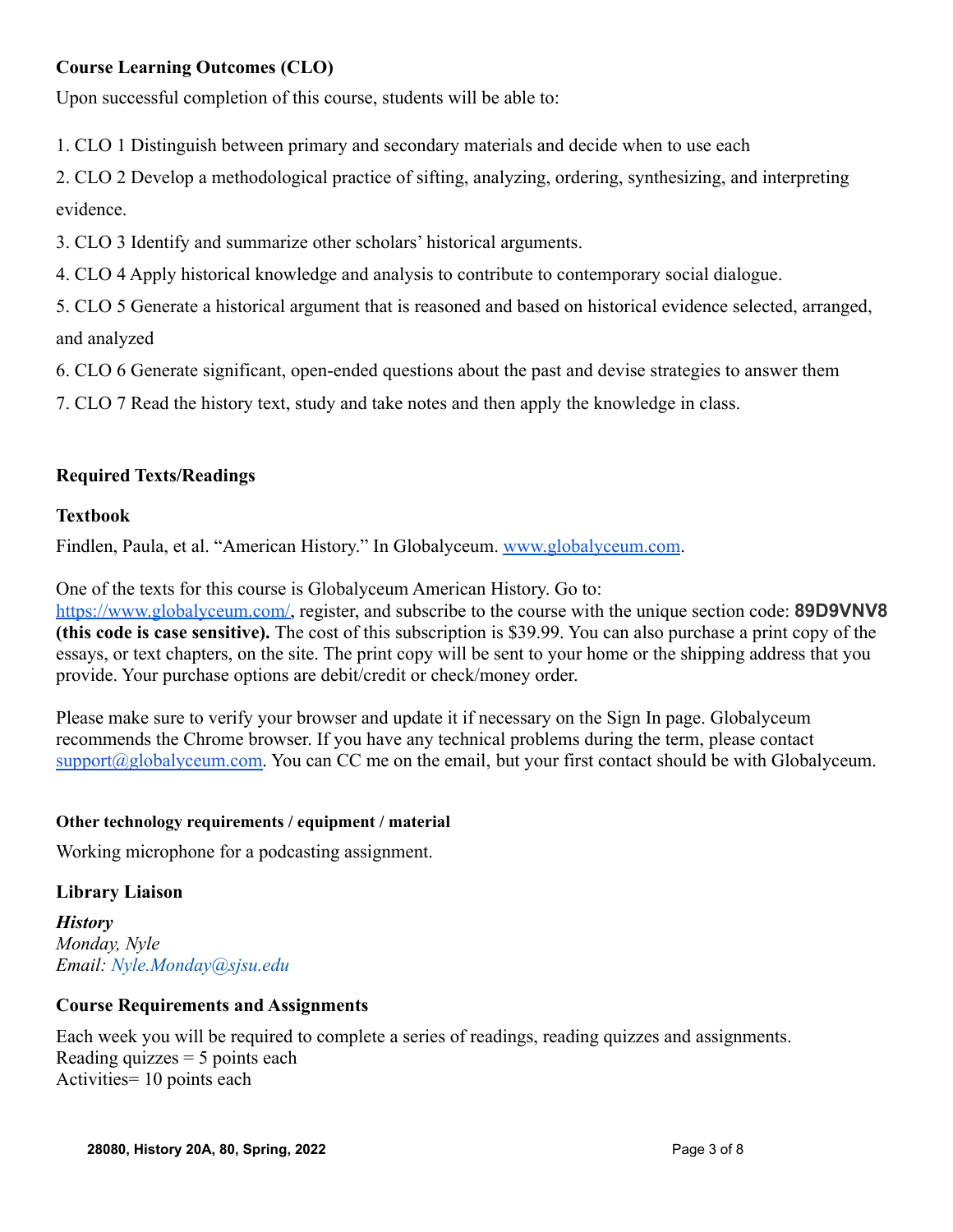### Course Learning Outcomes (CLO)

Upon successful completion of this course, students will be able to:

1. CLO 1 Distinguish between primary and secondary materials and decide when to use each
2. CLO 2 Develop a methodological practice of sifting, analyzing, ordering, synthesizing, and interpreting evidence.
3. CLO 3 Identify and summarize other scholars' historical arguments.
4. CLO 4 Apply historical knowledge and analysis to contribute to contemporary social dialogue.
5. CLO 5 Generate a historical argument that is reasoned and based on historical evidence selected, arranged, and analyzed
6. CLO 6 Generate significant, open-ended questions about the past and devise strategies to answer them
7. CLO 7 Read the history text, study and take notes and then apply the knowledge in class.

### Required Texts/Readings

#### Textbook

Findlen, Paula, et al. "American History." In Globalyceum. [www.globalyceum.com](www.globalyceum.com).

One of the texts for this course is Globalyceum American History. Go to: [https://www.globalyceum.com/](https://www.globalyceum.com/), register, and subscribe to the course with the unique section code: **89D9VNV8 (this code is case sensitive).** The cost of this subscription is $39.99. You can also purchase a print copy of the essays, or text chapters, on the site. The print copy will be sent to your home or the shipping address that you provide. Your purchase options are debit/credit or check/money order.

Please make sure to verify your browser and update it if necessary on the Sign In page. Globalyceum recommends the Chrome browser. If you have any technical problems during the term, please contact [support@globalyceum.com](mailto:support@globalyceum.com). You can CC me on the email, but your first contact should be with Globalyceum.

#### Other technology requirements / equipment / material

Working microphone for a podcasting assignment.

### Library Liaison

***History***
*Monday, Nyle*
*Email: Nyle.Monday@sjsu.edu*

### Course Requirements and Assignments

Each week you will be required to complete a series of readings, reading quizzes and assignments.
Reading quizzes = 5 points each
Activities= 10 points each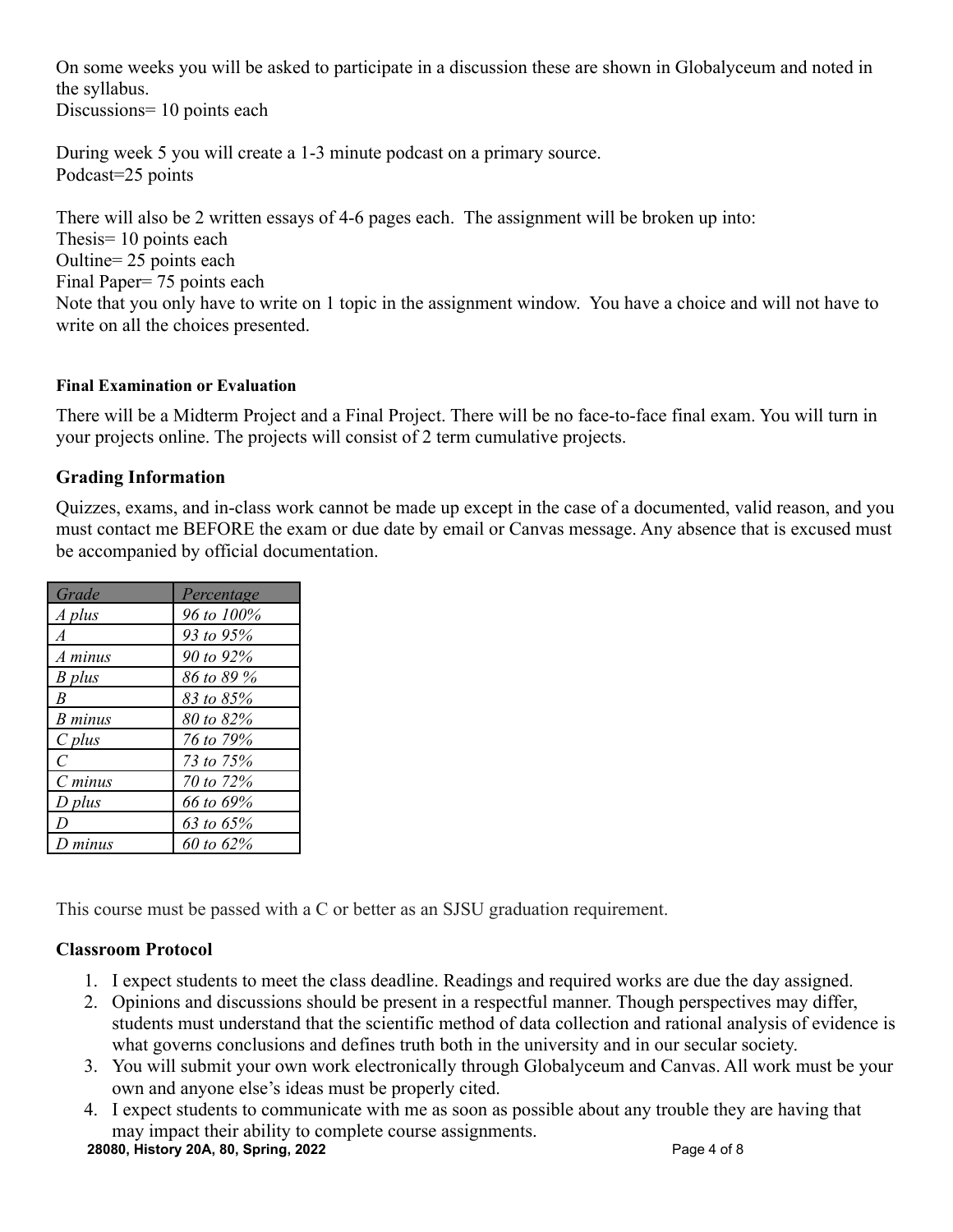On some weeks you will be asked to participate in a discussion these are shown in Globalyceum and noted in the syllabus.
Discussions= 10 points each

During week 5 you will create a 1-3 minute podcast on a primary source.
Podcast=25 points

There will also be 2 written essays of 4-6 pages each. The assignment will be broken up into:
Thesis= 10 points each
Oultine= 25 points each
Final Paper= 75 points each
Note that you only have to write on 1 topic in the assignment window. You have a choice and will not have to write on all the choices presented.

#### Final Examination or Evaluation

There will be a Midterm Project and a Final Project. There will be no face-to-face final exam. You will turn in your projects online. The projects will consist of 2 term cumulative projects.

### Grading Information

Quizzes, exams, and in-class work cannot be made up except in the case of a documented, valid reason, and you must contact me BEFORE the exam or due date by email or Canvas message. Any absence that is excused must be accompanied by official documentation.

| *Grade* | *Percentage* |
|---|---|
| *A plus* | *96 to 100%* |
| *A* | *93 to 95%* |
| *A minus* | *90 to 92%* |
| *B plus* | *86 to 89 %* |
| *B* | *83 to 85%* |
| *B minus* | *80 to 82%* |
| *C plus* | *76 to 79%* |
| *C* | *73 to 75%* |
| *C minus* | *70 to 72%* |
| *D plus* | *66 to 69%* |
| *D* | *63 to 65%* |
| *D minus* | *60 to 62%* |

This course must be passed with a C or better as an SJSU graduation requirement.

### Classroom Protocol

1. I expect students to meet the class deadline. Readings and required works are due the day assigned.
2. Opinions and discussions should be present in a respectful manner. Though perspectives may differ, students must understand that the scientific method of data collection and rational analysis of evidence is what governs conclusions and defines truth both in the university and in our secular society.
3. You will submit your own work electronically through Globalyceum and Canvas. All work must be your own and anyone else's ideas must be properly cited.
4. I expect students to communicate with me as soon as possible about any trouble they are having that may impact their ability to complete course assignments.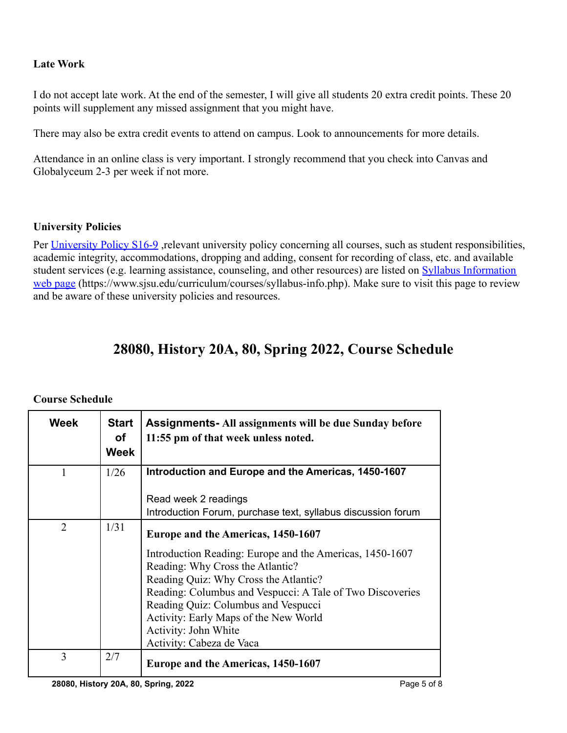**Late Work**

I do not accept late work. At the end of the semester, I will give all students 20 extra credit points. These 20 points will supplement any missed assignment that you might have.

There may also be extra credit events to attend on campus. Look to announcements for more details.

Attendance in an online class is very important. I strongly recommend that you check into Canvas and Globalyceum 2-3 per week if not more.

**University Policies**

Per [University Policy S16-9](University Policy S16-9) ,relevant university policy concerning all courses, such as student responsibilities, academic integrity, accommodations, dropping and adding, consent for recording of class, etc. and available student services (e.g. learning assistance, counseling, and other resources) are listed on [Syllabus Information web page](https://www.sjsu.edu/curriculum/courses/syllabus-info.php) (https://www.sjsu.edu/curriculum/courses/syllabus-info.php). Make sure to visit this page to review and be aware of these university policies and resources.

# 28080, History 20A, 80, Spring 2022, Course Schedule

**Course Schedule**

| Week | Start of Week | Assignments- All assignments will be due Sunday before 11:55 pm of that week unless noted. |
|---|---|---|
| 1 | 1/26 | **Introduction and Europe and the Americas, 1450-1607**<br><br>Read week 2 readings<br>Introduction Forum, purchase text, syllabus discussion forum |
| 2 | 1/31 | **Europe and the Americas, 1450-1607**<br><br>Introduction Reading: Europe and the Americas, 1450-1607<br>Reading: Why Cross the Atlantic?<br>Reading Quiz: Why Cross the Atlantic?<br>Reading: Columbus and Vespucci: A Tale of Two Discoveries<br>Reading Quiz: Columbus and Vespucci<br>Activity: Early Maps of the New World<br>Activity: John White<br>Activity: Cabeza de Vaca |
| 3 | 2/7 | **Europe and the Americas, 1450-1607** |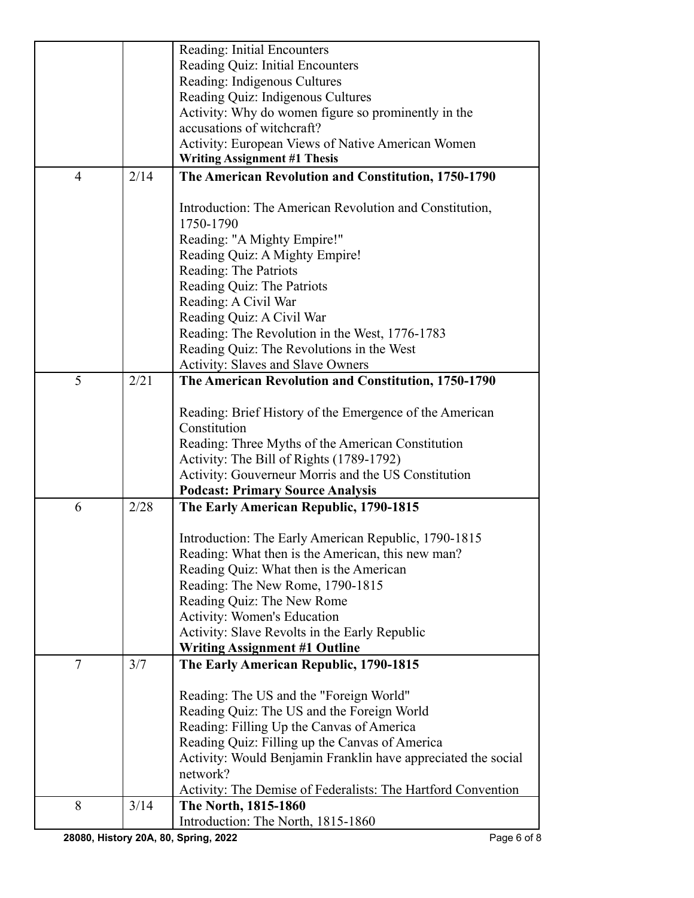| | | |
|---|---|---|
| | | Reading: Initial Encounters<br>Reading Quiz: Initial Encounters<br>Reading: Indigenous Cultures<br>Reading Quiz: Indigenous Cultures<br>Activity: Why do women figure so prominently in the accusations of witchcraft?<br>Activity: European Views of Native American Women<br>**Writing Assignment #1 Thesis** |
| 4 | 2/14 | **The American Revolution and Constitution, 1750-1790**<br><br>Introduction: The American Revolution and Constitution, 1750-1790<br>Reading: "A Mighty Empire!"<br>Reading Quiz: A Mighty Empire!<br>Reading: The Patriots<br>Reading Quiz: The Patriots<br>Reading: A Civil War<br>Reading Quiz: A Civil War<br>Reading: The Revolution in the West, 1776-1783<br>Reading Quiz: The Revolutions in the West<br>Activity: Slaves and Slave Owners |
| 5 | 2/21 | **The American Revolution and Constitution, 1750-1790**<br><br>Reading: Brief History of the Emergence of the American Constitution<br>Reading: Three Myths of the American Constitution<br>Activity: The Bill of Rights (1789-1792)<br>Activity: Gouverneur Morris and the US Constitution<br>**Podcast: Primary Source Analysis** |
| 6 | 2/28 | **The Early American Republic, 1790-1815**<br><br>Introduction: The Early American Republic, 1790-1815<br>Reading: What then is the American, this new man?<br>Reading Quiz: What then is the American<br>Reading: The New Rome, 1790-1815<br>Reading Quiz: The New Rome<br>Activity: Women's Education<br>Activity: Slave Revolts in the Early Republic<br>**Writing Assignment #1 Outline** |
| 7 | 3/7 | **The Early American Republic, 1790-1815**<br><br>Reading: The US and the "Foreign World"<br>Reading Quiz: The US and the Foreign World<br>Reading: Filling Up the Canvas of America<br>Reading Quiz: Filling up the Canvas of America<br>Activity: Would Benjamin Franklin have appreciated the social network?<br>Activity: The Demise of Federalists: The Hartford Convention |
| 8 | 3/14 | **The North, 1815-1860**<br>Introduction: The North, 1815-1860 |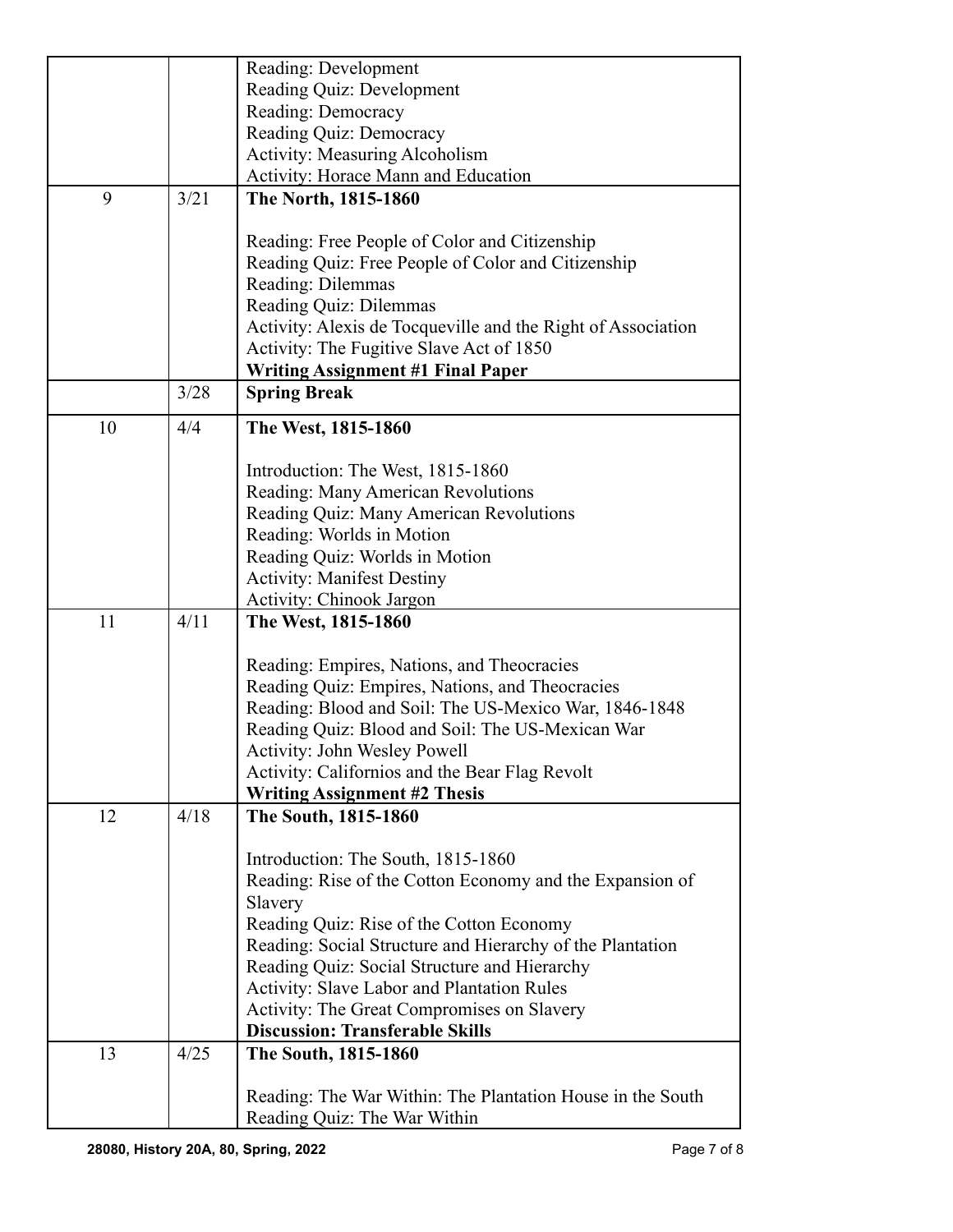| | | |
|---|---|---|
| | | Reading: Development<br>Reading Quiz: Development<br>Reading: Democracy<br>Reading Quiz: Democracy<br>Activity: Measuring Alcoholism<br>Activity: Horace Mann and Education |
| 9 | 3/21 | **The North, 1815-1860**<br><br>Reading: Free People of Color and Citizenship<br>Reading Quiz: Free People of Color and Citizenship<br>Reading: Dilemmas<br>Reading Quiz: Dilemmas<br>Activity: Alexis de Tocqueville and the Right of Association<br>Activity: The Fugitive Slave Act of 1850<br>**Writing Assignment #1 Final Paper** |
| | 3/28 | **Spring Break** |
| 10 | 4/4 | **The West, 1815-1860**<br><br>Introduction: The West, 1815-1860<br>Reading: Many American Revolutions<br>Reading Quiz: Many American Revolutions<br>Reading: Worlds in Motion<br>Reading Quiz: Worlds in Motion<br>Activity: Manifest Destiny<br>Activity: Chinook Jargon |
| 11 | 4/11 | **The West, 1815-1860**<br><br>Reading: Empires, Nations, and Theocracies<br>Reading Quiz: Empires, Nations, and Theocracies<br>Reading: Blood and Soil: The US-Mexico War, 1846-1848<br>Reading Quiz: Blood and Soil: The US-Mexican War<br>Activity: John Wesley Powell<br>Activity: Californios and the Bear Flag Revolt<br>**Writing Assignment #2 Thesis** |
| 12 | 4/18 | **The South, 1815-1860**<br><br>Introduction: The South, 1815-1860<br>Reading: Rise of the Cotton Economy and the Expansion of Slavery<br>Reading Quiz: Rise of the Cotton Economy<br>Reading: Social Structure and Hierarchy of the Plantation<br>Reading Quiz: Social Structure and Hierarchy<br>Activity: Slave Labor and Plantation Rules<br>Activity: The Great Compromises on Slavery<br>**Discussion: Transferable Skills** |
| 13 | 4/25 | **The South, 1815-1860**<br><br>Reading: The War Within: The Plantation House in the South<br>Reading Quiz: The War Within |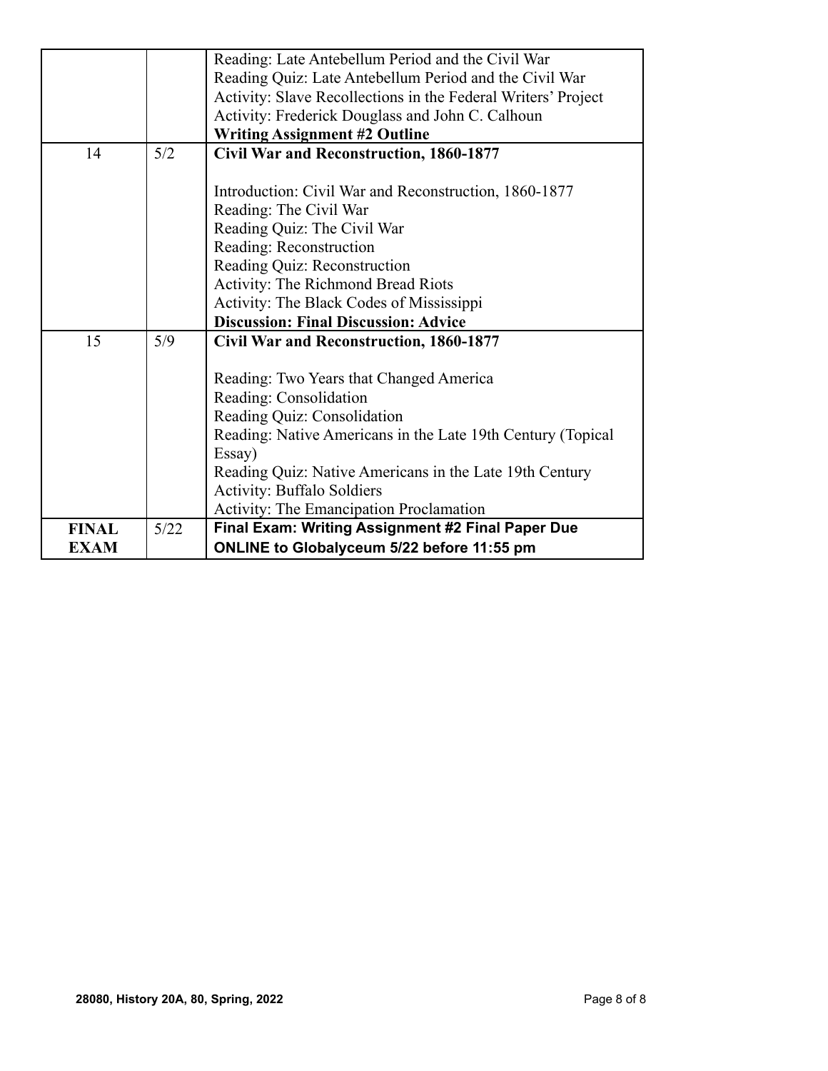| | | |
|---|---|---|
| | | Reading: Late Antebellum Period and the Civil War<br>Reading Quiz: Late Antebellum Period and the Civil War<br>Activity: Slave Recollections in the Federal Writers' Project<br>Activity: Frederick Douglass and John C. Calhoun<br>**Writing Assignment #2 Outline** |
| 14 | 5/2 | **Civil War and Reconstruction, 1860-1877**<br><br>Introduction: Civil War and Reconstruction, 1860-1877<br>Reading: The Civil War<br>Reading Quiz: The Civil War<br>Reading: Reconstruction<br>Reading Quiz: Reconstruction<br>Activity: The Richmond Bread Riots<br>Activity: The Black Codes of Mississippi<br>**Discussion: Final Discussion: Advice** |
| 15 | 5/9 | **Civil War and Reconstruction, 1860-1877**<br><br>Reading: Two Years that Changed America<br>Reading: Consolidation<br>Reading Quiz: Consolidation<br>Reading: Native Americans in the Late 19th Century (Topical Essay)<br>Reading Quiz: Native Americans in the Late 19th Century<br>Activity: Buffalo Soldiers<br>Activity: The Emancipation Proclamation |
| **FINAL EXAM** | 5/22 | **Final Exam: Writing Assignment #2 Final Paper Due ONLINE to Globalyceum 5/22 before 11:55 pm** |